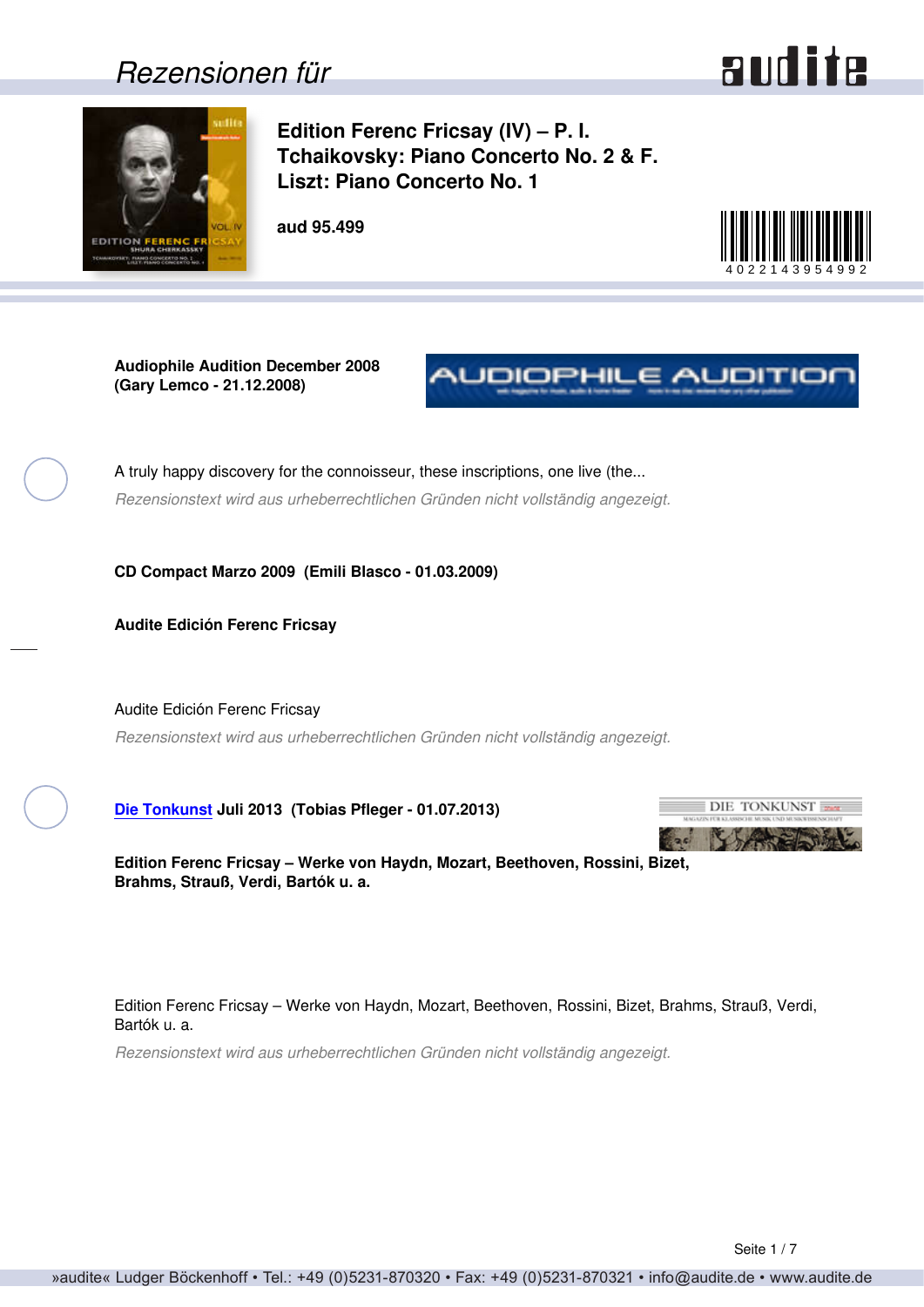# Rezensionen für

## Edition Ferenc Fricsay (IV) – P. I. Tchaikovsky: Piano Concerto No. 2 & F. Liszt: Piano Concerto No. 1

**aud 95.499**

4022143954992

**Audiophile Audition December 2008**
**(Gary Lemco - 21.12.2008)**

A truly happy discovery for the connoisseur, these inscriptions, one live (the...

*Rezensionstext wird aus urheberrechtlichen Gründen nicht vollständig angezeigt.*

**CD Compact Marzo 2009 (Emili Blasco - 01.03.2009)**

**Audite Edición Ferenc Fricsay**

Audite Edición Ferenc Fricsay

*Rezensionstext wird aus urheberrechtlichen Gründen nicht vollständig angezeigt.*

**[Die Tonkunst] Juli 2013 (Tobias Pfleger - 01.07.2013)**

**Edition Ferenc Fricsay – Werke von Haydn, Mozart, Beethoven, Rossini, Bizet, Brahms, Strauß, Verdi, Bartók u. a.**

Edition Ferenc Fricsay – Werke von Haydn, Mozart, Beethoven, Rossini, Bizet, Brahms, Strauß, Verdi, Bartók u. a.

*Rezensionstext wird aus urheberrechtlichen Gründen nicht vollständig angezeigt.*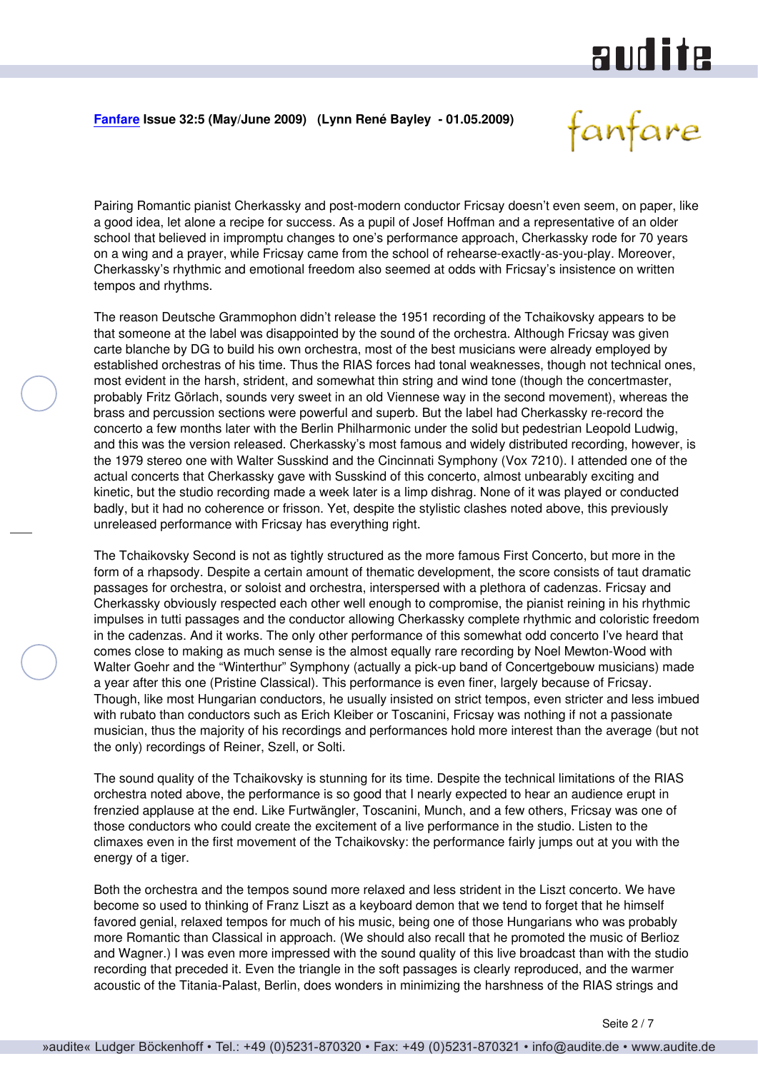**Fanfare Issue 32:5 (May/June 2009) (Lynn René Bayley - 01.05.2009)**

Pairing Romantic pianist Cherkassky and post-modern conductor Fricsay doesn't even seem, on paper, like a good idea, let alone a recipe for success. As a pupil of Josef Hoffman and a representative of an older school that believed in impromptu changes to one's performance approach, Cherkassky rode for 70 years on a wing and a prayer, while Fricsay came from the school of rehearse-exactly-as-you-play. Moreover, Cherkassky's rhythmic and emotional freedom also seemed at odds with Fricsay's insistence on written tempos and rhythms.

The reason Deutsche Grammophon didn't release the 1951 recording of the Tchaikovsky appears to be that someone at the label was disappointed by the sound of the orchestra. Although Fricsay was given carte blanche by DG to build his own orchestra, most of the best musicians were already employed by established orchestras of his time. Thus the RIAS forces had tonal weaknesses, though not technical ones, most evident in the harsh, strident, and somewhat thin string and wind tone (though the concertmaster, probably Fritz Görlach, sounds very sweet in an old Viennese way in the second movement), whereas the brass and percussion sections were powerful and superb. But the label had Cherkassky re-record the concerto a few months later with the Berlin Philharmonic under the solid but pedestrian Leopold Ludwig, and this was the version released. Cherkassky's most famous and widely distributed recording, however, is the 1979 stereo one with Walter Susskind and the Cincinnati Symphony (Vox 7210). I attended one of the actual concerts that Cherkassky gave with Susskind of this concerto, almost unbearably exciting and kinetic, but the studio recording made a week later is a limp dishrag. None of it was played or conducted badly, but it had no coherence or frisson. Yet, despite the stylistic clashes noted above, this previously unreleased performance with Fricsay has everything right.

The Tchaikovsky Second is not as tightly structured as the more famous First Concerto, but more in the form of a rhapsody. Despite a certain amount of thematic development, the score consists of taut dramatic passages for orchestra, or soloist and orchestra, interspersed with a plethora of cadenzas. Fricsay and Cherkassky obviously respected each other well enough to compromise, the pianist reining in his rhythmic impulses in tutti passages and the conductor allowing Cherkassky complete rhythmic and coloristic freedom in the cadenzas. And it works. The only other performance of this somewhat odd concerto I've heard that comes close to making as much sense is the almost equally rare recording by Noel Mewton-Wood with Walter Goehr and the "Winterthur" Symphony (actually a pick-up band of Concertgebouw musicians) made a year after this one (Pristine Classical). This performance is even finer, largely because of Fricsay. Though, like most Hungarian conductors, he usually insisted on strict tempos, even stricter and less imbued with rubato than conductors such as Erich Kleiber or Toscanini, Fricsay was nothing if not a passionate musician, thus the majority of his recordings and performances hold more interest than the average (but not the only) recordings of Reiner, Szell, or Solti.

The sound quality of the Tchaikovsky is stunning for its time. Despite the technical limitations of the RIAS orchestra noted above, the performance is so good that I nearly expected to hear an audience erupt in frenzied applause at the end. Like Furtwängler, Toscanini, Munch, and a few others, Fricsay was one of those conductors who could create the excitement of a live performance in the studio. Listen to the climaxes even in the first movement of the Tchaikovsky: the performance fairly jumps out at you with the energy of a tiger.

Both the orchestra and the tempos sound more relaxed and less strident in the Liszt concerto. We have become so used to thinking of Franz Liszt as a keyboard demon that we tend to forget that he himself favored genial, relaxed tempos for much of his music, being one of those Hungarians who was probably more Romantic than Classical in approach. (We should also recall that he promoted the music of Berlioz and Wagner.) I was even more impressed with the sound quality of this live broadcast than with the studio recording that preceded it. Even the triangle in the soft passages is clearly reproduced, and the warmer acoustic of the Titania-Palast, Berlin, does wonders in minimizing the harshness of the RIAS strings and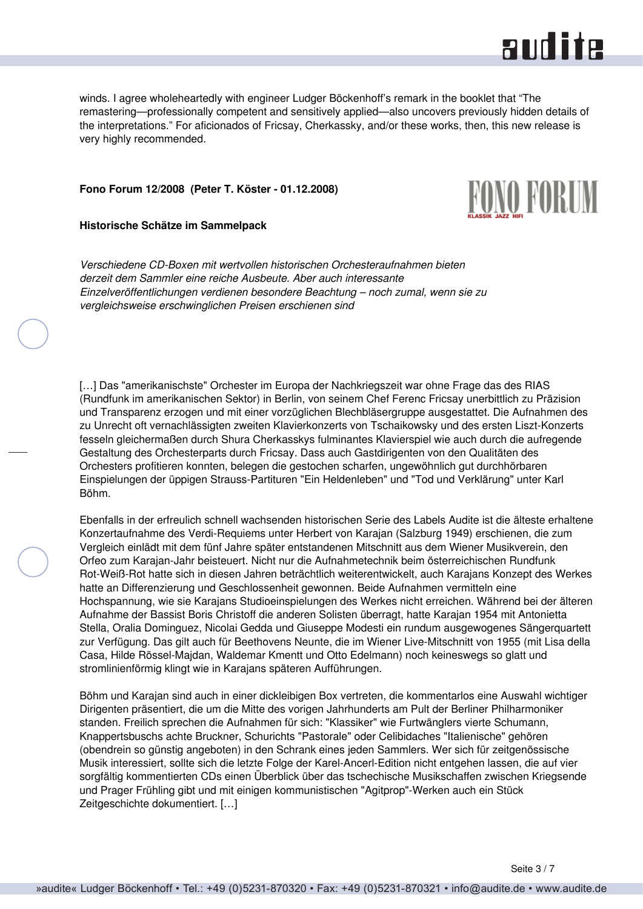winds. I agree wholeheartedly with engineer Ludger Böckenhoff's remark in the booklet that "The remastering—professionally competent and sensitively applied—also uncovers previously hidden details of the interpretations." For aficionados of Fricsay, Cherkassky, and/or these works, then, this new release is very highly recommended.

**Fono Forum 12/2008 (Peter T. Köster - 01.12.2008)**

**Historische Schätze im Sammelpack**

*Verschiedene CD-Boxen mit wertvollen historischen Orchesteraufnahmen bieten derzeit dem Sammler eine reiche Ausbeute. Aber auch interessante Einzelveröffentlichungen verdienen besondere Beachtung – noch zumal, wenn sie zu vergleichsweise erschwinglichen Preisen erschienen sind*

[…] Das "amerikanischste" Orchester im Europa der Nachkriegszeit war ohne Frage das des RIAS (Rundfunk im amerikanischen Sektor) in Berlin, von seinem Chef Ferenc Fricsay unerbittlich zu Präzision und Transparenz erzogen und mit einer vorzüglichen Blechbläsergruppe ausgestattet. Die Aufnahmen des zu Unrecht oft vernachlässigten zweiten Klavierkonzerts von Tschaikowsky und des ersten Liszt-Konzerts fesseln gleichermaßen durch Shura Cherkasskys fulminantes Klavierspiel wie auch durch die aufregende Gestaltung des Orchesterparts durch Fricsay. Dass auch Gastdirigenten von den Qualitäten des Orchesters profitieren konnten, belegen die gestochen scharfen, ungewöhnlich gut durchhörbaren Einspielungen der üppigen Strauss-Partituren "Ein Heldenleben" und "Tod und Verklärung" unter Karl Böhm.

Ebenfalls in der erfreulich schnell wachsenden historischen Serie des Labels Audite ist die älteste erhaltene Konzertaufnahme des Verdi-Requiems unter Herbert von Karajan (Salzburg 1949) erschienen, die zum Vergleich einlädt mit dem fünf Jahre später entstandenen Mitschnitt aus dem Wiener Musikverein, den Orfeo zum Karajan-Jahr beisteuert. Nicht nur die Aufnahmetechnik beim österreichischen Rundfunk Rot-Weiß-Rot hatte sich in diesen Jahren beträchtlich weiterentwickelt, auch Karajans Konzept des Werkes hatte an Differenzierung und Geschlossenheit gewonnen. Beide Aufnahmen vermitteln eine Hochspannung, wie sie Karajans Studioeinspielungen des Werkes nicht erreichen. Während bei der älteren Aufnahme der Bassist Boris Christoff die anderen Solisten überragt, hatte Karajan 1954 mit Antonietta Stella, Oralia Dominguez, Nicolai Gedda und Giuseppe Modesti ein rundum ausgewogenes Sängerquartett zur Verfügung. Das gilt auch für Beethovens Neunte, die im Wiener Live-Mitschnitt von 1955 (mit Lisa della Casa, Hilde Rössel-Majdan, Waldemar Kmentt und Otto Edelmann) noch keineswegs so glatt und stromlinienförmig klingt wie in Karajans späteren Aufführungen.

Böhm und Karajan sind auch in einer dickleibigen Box vertreten, die kommentarlos eine Auswahl wichtiger Dirigenten präsentiert, die um die Mitte des vorigen Jahrhunderts am Pult der Berliner Philharmoniker standen. Freilich sprechen die Aufnahmen für sich: "Klassiker" wie Furtwänglers vierte Schumann, Knappertsbuschs achte Bruckner, Schurichts "Pastorale" oder Celibidaches "Italienische" gehören (obendrein so günstig angeboten) in den Schrank eines jeden Sammlers. Wer sich für zeitgenössische Musik interessiert, sollte sich die letzte Folge der Karel-Ancerl-Edition nicht entgehen lassen, die auf vier sorgfältig kommentierten CDs einen Überblick über das tschechische Musikschaffen zwischen Kriegsende und Prager Frühling gibt und mit einigen kommunistischen "Agitprop"-Werken auch ein Stück Zeitgeschichte dokumentiert. […]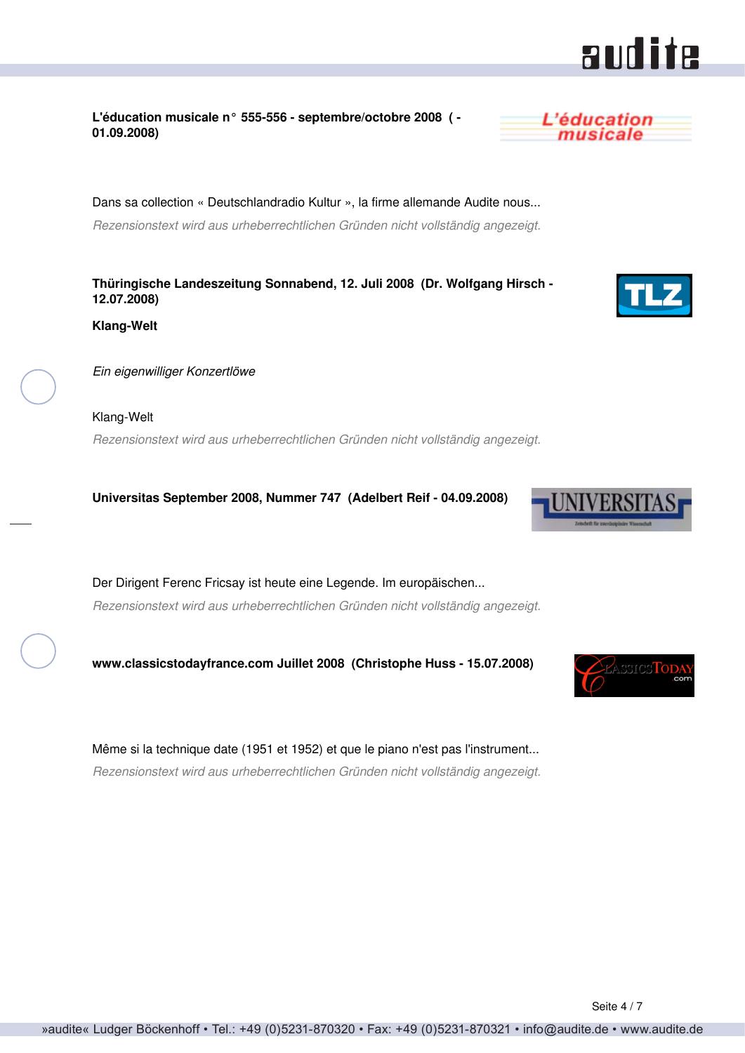**L'éducation musicale n° 555-556 - septembre/octobre 2008 ( - 01.09.2008)**

Dans sa collection « Deutschlandradio Kultur », la firme allemande Audite nous...

*Rezensionstext wird aus urheberrechtlichen Gründen nicht vollständig angezeigt.*

**Thüringische Landeszeitung Sonnabend, 12. Juli 2008 (Dr. Wolfgang Hirsch - 12.07.2008)**

**Klang-Welt**

*Ein eigenwilliger Konzertlöwe*

Klang-Welt

*Rezensionstext wird aus urheberrechtlichen Gründen nicht vollständig angezeigt.*

**Universitas September 2008, Nummer 747 (Adelbert Reif - 04.09.2008)**

Der Dirigent Ferenc Fricsay ist heute eine Legende. Im europäischen...

*Rezensionstext wird aus urheberrechtlichen Gründen nicht vollständig angezeigt.*

**www.classicstodayfrance.com Juillet 2008 (Christophe Huss - 15.07.2008)**

Même si la technique date (1951 et 1952) et que le piano n'est pas l'instrument...

*Rezensionstext wird aus urheberrechtlichen Gründen nicht vollständig angezeigt.*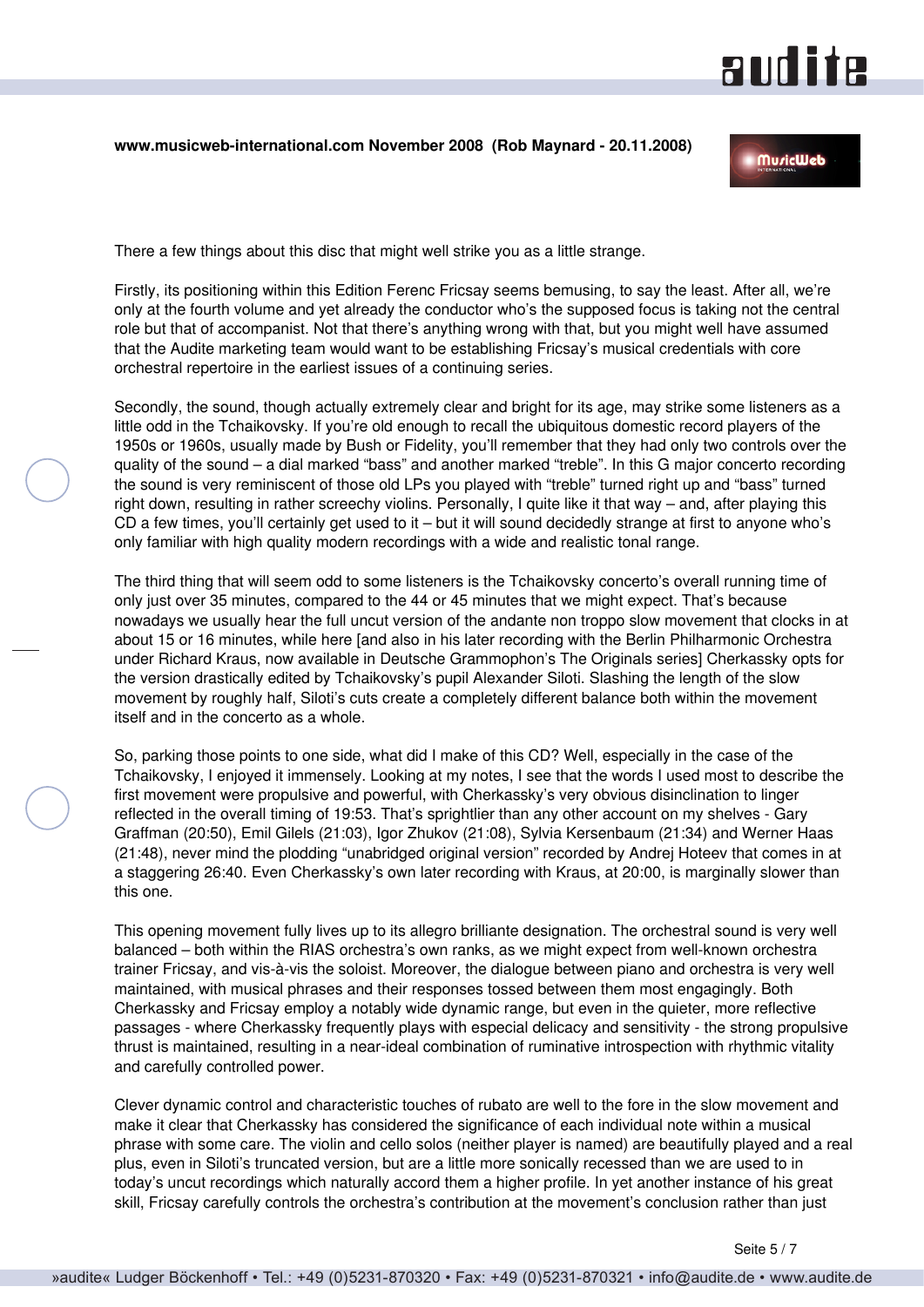**www.musicweb-international.com November 2008 (Rob Maynard - 20.11.2008)**

There a few things about this disc that might well strike you as a little strange.

Firstly, its positioning within this Edition Ferenc Fricsay seems bemusing, to say the least. After all, we're only at the fourth volume and yet already the conductor who's the supposed focus is taking not the central role but that of accompanist. Not that there's anything wrong with that, but you might well have assumed that the Audite marketing team would want to be establishing Fricsay's musical credentials with core orchestral repertoire in the earliest issues of a continuing series.

Secondly, the sound, though actually extremely clear and bright for its age, may strike some listeners as a little odd in the Tchaikovsky. If you're old enough to recall the ubiquitous domestic record players of the 1950s or 1960s, usually made by Bush or Fidelity, you'll remember that they had only two controls over the quality of the sound – a dial marked "bass" and another marked "treble". In this G major concerto recording the sound is very reminiscent of those old LPs you played with "treble" turned right up and "bass" turned right down, resulting in rather screechy violins. Personally, I quite like it that way – and, after playing this CD a few times, you'll certainly get used to it – but it will sound decidedly strange at first to anyone who's only familiar with high quality modern recordings with a wide and realistic tonal range.

The third thing that will seem odd to some listeners is the Tchaikovsky concerto's overall running time of only just over 35 minutes, compared to the 44 or 45 minutes that we might expect. That's because nowadays we usually hear the full uncut version of the andante non troppo slow movement that clocks in at about 15 or 16 minutes, while here [and also in his later recording with the Berlin Philharmonic Orchestra under Richard Kraus, now available in Deutsche Grammophon's The Originals series] Cherkassky opts for the version drastically edited by Tchaikovsky's pupil Alexander Siloti. Slashing the length of the slow movement by roughly half, Siloti's cuts create a completely different balance both within the movement itself and in the concerto as a whole.

So, parking those points to one side, what did I make of this CD? Well, especially in the case of the Tchaikovsky, I enjoyed it immensely. Looking at my notes, I see that the words I used most to describe the first movement were propulsive and powerful, with Cherkassky's very obvious disinclination to linger reflected in the overall timing of 19:53. That's sprightlier than any other account on my shelves - Gary Graffman (20:50), Emil Gilels (21:03), Igor Zhukov (21:08), Sylvia Kersenbaum (21:34) and Werner Haas (21:48), never mind the plodding "unabridged original version" recorded by Andrej Hoteev that comes in at a staggering 26:40. Even Cherkassky's own later recording with Kraus, at 20:00, is marginally slower than this one.

This opening movement fully lives up to its allegro brilliante designation. The orchestral sound is very well balanced – both within the RIAS orchestra's own ranks, as we might expect from well-known orchestra trainer Fricsay, and vis-à-vis the soloist. Moreover, the dialogue between piano and orchestra is very well maintained, with musical phrases and their responses tossed between them most engagingly. Both Cherkassky and Fricsay employ a notably wide dynamic range, but even in the quieter, more reflective passages - where Cherkassky frequently plays with especial delicacy and sensitivity - the strong propulsive thrust is maintained, resulting in a near-ideal combination of ruminative introspection with rhythmic vitality and carefully controlled power.

Clever dynamic control and characteristic touches of rubato are well to the fore in the slow movement and make it clear that Cherkassky has considered the significance of each individual note within a musical phrase with some care. The violin and cello solos (neither player is named) are beautifully played and a real plus, even in Siloti's truncated version, but are a little more sonically recessed than we are used to in today's uncut recordings which naturally accord them a higher profile. In yet another instance of his great skill, Fricsay carefully controls the orchestra's contribution at the movement's conclusion rather than just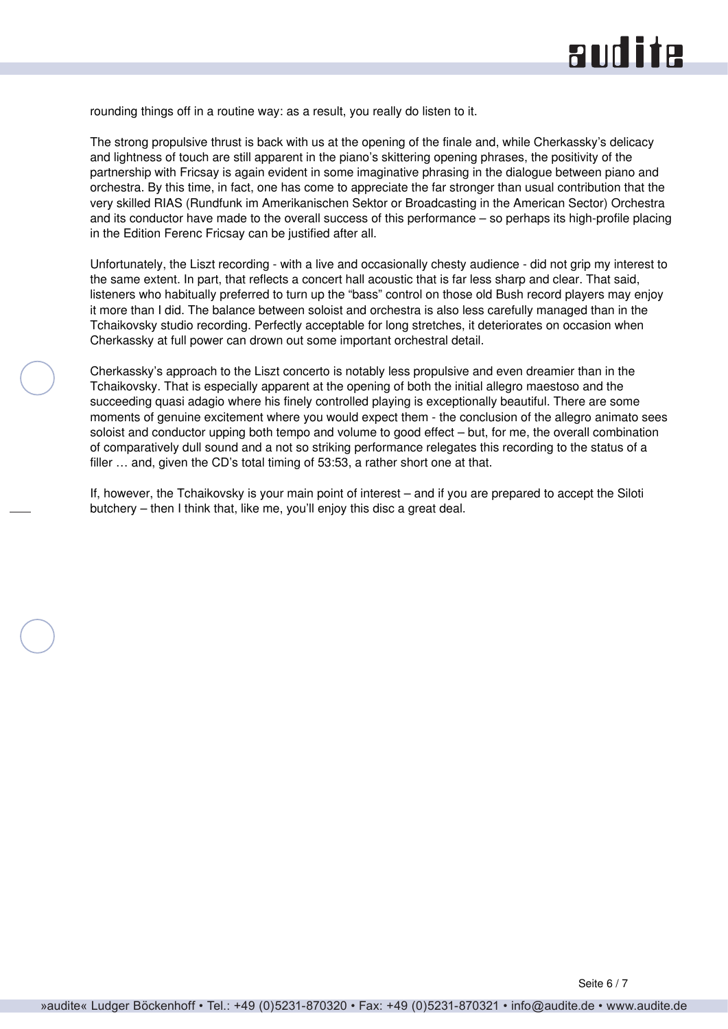rounding things off in a routine way: as a result, you really do listen to it.

The strong propulsive thrust is back with us at the opening of the finale and, while Cherkassky's delicacy and lightness of touch are still apparent in the piano's skittering opening phrases, the positivity of the partnership with Fricsay is again evident in some imaginative phrasing in the dialogue between piano and orchestra. By this time, in fact, one has come to appreciate the far stronger than usual contribution that the very skilled RIAS (Rundfunk im Amerikanischen Sektor or Broadcasting in the American Sector) Orchestra and its conductor have made to the overall success of this performance – so perhaps its high-profile placing in the Edition Ferenc Fricsay can be justified after all.

Unfortunately, the Liszt recording - with a live and occasionally chesty audience - did not grip my interest to the same extent. In part, that reflects a concert hall acoustic that is far less sharp and clear. That said, listeners who habitually preferred to turn up the "bass" control on those old Bush record players may enjoy it more than I did. The balance between soloist and orchestra is also less carefully managed than in the Tchaikovsky studio recording. Perfectly acceptable for long stretches, it deteriorates on occasion when Cherkassky at full power can drown out some important orchestral detail.

Cherkassky's approach to the Liszt concerto is notably less propulsive and even dreamier than in the Tchaikovsky. That is especially apparent at the opening of both the initial allegro maestoso and the succeeding quasi adagio where his finely controlled playing is exceptionally beautiful. There are some moments of genuine excitement where you would expect them - the conclusion of the allegro animato sees soloist and conductor upping both tempo and volume to good effect – but, for me, the overall combination of comparatively dull sound and a not so striking performance relegates this recording to the status of a filler … and, given the CD's total timing of 53:53, a rather short one at that.

If, however, the Tchaikovsky is your main point of interest – and if you are prepared to accept the Siloti butchery – then I think that, like me, you'll enjoy this disc a great deal.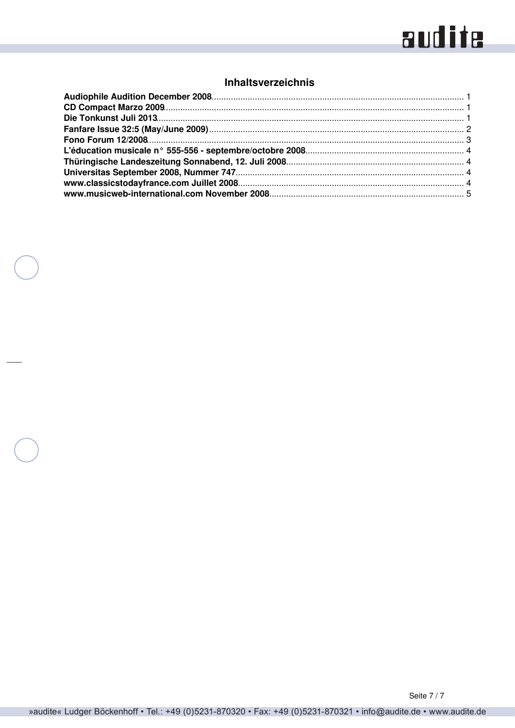# Inhaltsverzeichnis

**Audiophile Audition December 2008**........................................................................................................ 1
**CD Compact Marzo 2009**........................................................................................................................... 1
**Die Tonkunst Juli 2013**.............................................................................................................................. 1
**Fanfare Issue 32:5 (May/June 2009)**......................................................................................................... 2
**Fono Forum 12/2008**.................................................................................................................................. 3
**L'éducation musicale n° 555-556 - septembre/octobre 2008**................................................................ 4
**Thüringische Landeszeitung Sonnabend, 12. Juli 2008**........................................................................ 4
**Universitas September 2008, Nummer 747**............................................................................................. 4
**www.classicstodayfrance.com Juillet 2008**............................................................................................ 4
**www.musicweb-international.com November 2008**.............................................................................. 5